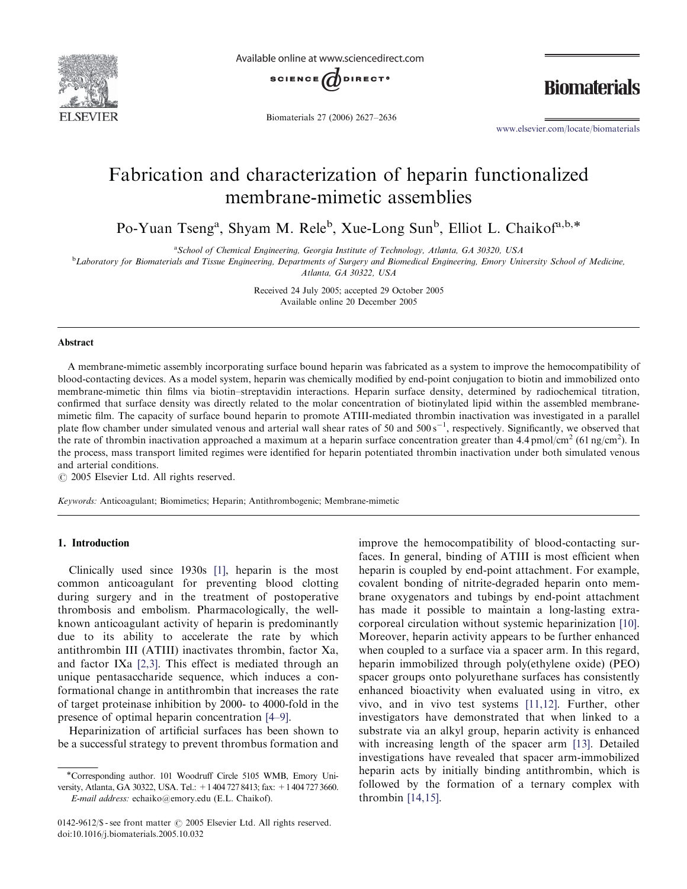# Fabrication and characterization of heparin functionalized membrane-mimetic assemblies

Po-Yuan Tseng[a], Shyam M. Rele[b], Xue-Long Sun[b], Elliot L. Chaikof[a,b,*]

[a]School of Chemical Engineering, Georgia Institute of Technology, Atlanta, GA 30320, USA

[b]Laboratory for Biomaterials and Tissue Engineering, Departments of Surgery and Biomedical Engineering, Emory University School of Medicine, Atlanta, GA 30322, USA

Received 24 July 2005; accepted 29 October 2005

Available online 20 December 2005

## Abstract

A membrane-mimetic assembly incorporating surface bound heparin was fabricated as a system to improve the hemocompatibility of blood-contacting devices. As a model system, heparin was chemically modified by end-point conjugation to biotin and immobilized onto membrane-mimetic thin films via biotin–streptavidin interactions. Heparin surface density, determined by radiochemical titration, confirmed that surface density was directly related to the molar concentration of biotinylated lipid within the assembled membrane-mimetic film. The capacity of surface bound heparin to promote ATIII-mediated thrombin inactivation was investigated in a parallel plate flow chamber under simulated venous and arterial wall shear rates of 50 and 500 $s^{-1}$, respectively. Significantly, we observed that the rate of thrombin inactivation approached a maximum at a heparin surface concentration greater than 4.4 pmol/$cm^2$ (61 ng/$cm^2$). In the process, mass transport limited regimes were identified for heparin potentiated thrombin inactivation under both simulated venous and arterial conditions.

© 2005 Elsevier Ltd. All rights reserved.

*Keywords:* Anticoagulant; Biomimetics; Heparin; Antithrombogenic; Membrane-mimetic

## 1. Introduction

Clinically used since 1930s [1], heparin is the most common anticoagulant for preventing blood clotting during surgery and in the treatment of postoperative thrombosis and embolism. Pharmacologically, the well-known anticoagulant activity of heparin is predominantly due to its ability to accelerate the rate by which antithrombin III (ATIII) inactivates thrombin, factor Xa, and factor IXa [2,3]. This effect is mediated through an unique pentasaccharide sequence, which induces a conformational change in antithrombin that increases the rate of target proteinase inhibition by 2000- to 4000-fold in the presence of optimal heparin concentration [4–9].

Heparinization of artificial surfaces has been shown to be a successful strategy to prevent thrombus formation and improve the hemocompatibility of blood-contacting surfaces. In general, binding of ATIII is most efficient when heparin is coupled by end-point attachment. For example, covalent bonding of nitrite-degraded heparin onto membrane oxygenators and tubings by end-point attachment has made it possible to maintain a long-lasting extracorporeal circulation without systemic heparinization [10]. Moreover, heparin activity appears to be further enhanced when coupled to a surface via a spacer arm. In this regard, heparin immobilized through poly(ethylene oxide) (PEO) spacer groups onto polyurethane surfaces has consistently enhanced bioactivity when evaluated using in vitro, ex vivo, and in vivo test systems [11,12]. Further, other investigators have demonstrated that when linked to a substrate via an alkyl group, heparin activity is enhanced with increasing length of the spacer arm [13]. Detailed investigations have revealed that spacer arm-immobilized heparin acts by initially binding antithrombin, which is followed by the formation of a ternary complex with thrombin [14,15].

*Corresponding author. 101 Woodruff Circle 5105 WMB, Emory University, Atlanta, GA 30322, USA. Tel.: +1 404 727 8413; fax: +1 404 727 3660.
*E-mail address:* echaiko@emory.edu (E.L. Chaikof).

0142-9612/$ - see front matter © 2005 Elsevier Ltd. All rights reserved.
doi:10.1016/j.biomaterials.2005.10.032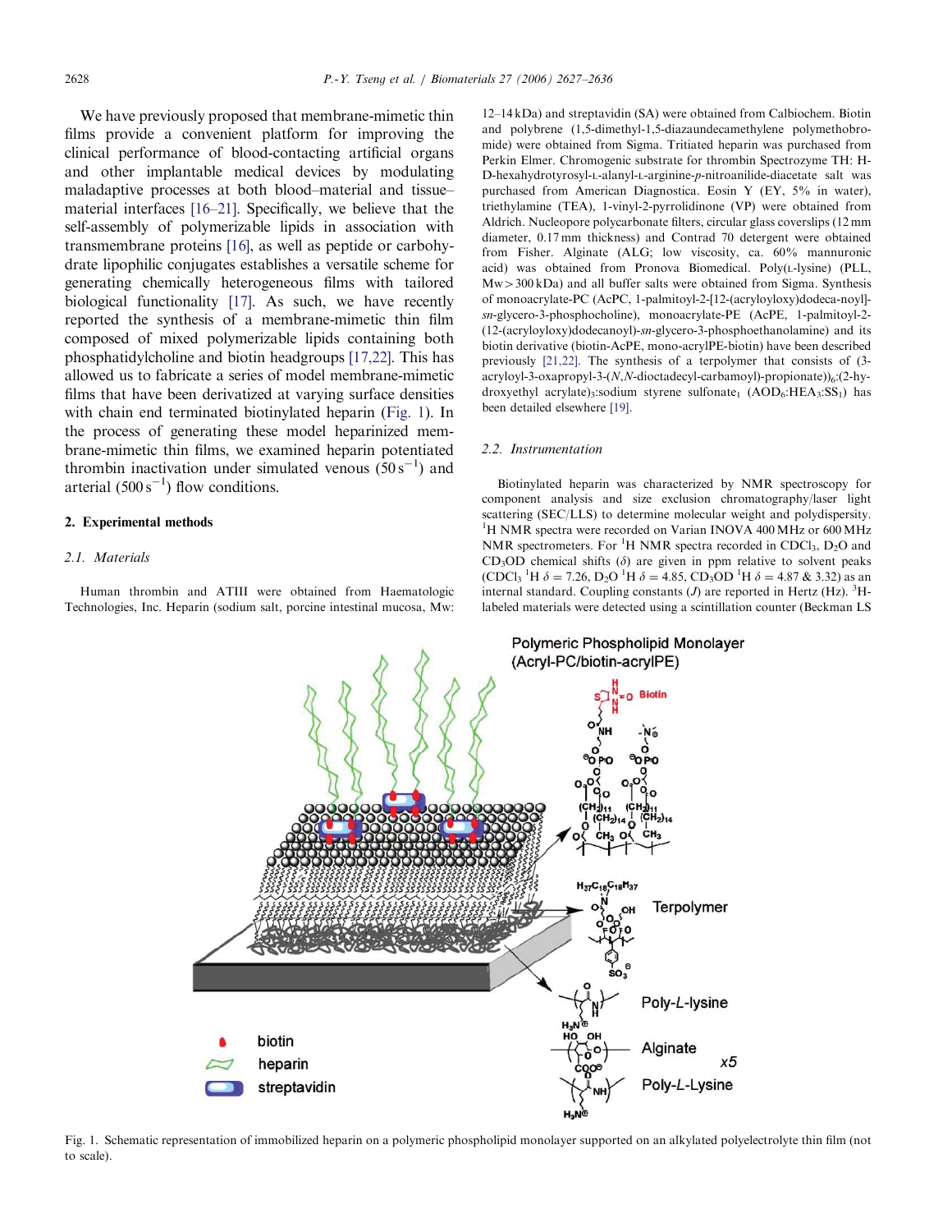We have previously proposed that membrane-mimetic thin films provide a convenient platform for improving the clinical performance of blood-contacting artificial organs and other implantable medical devices by modulating maladaptive processes at both blood–material and tissue–material interfaces [16–21]. Specifically, we believe that the self-assembly of polymerizable lipids in association with transmembrane proteins [16], as well as peptide or carbohydrate lipophilic conjugates establishes a versatile scheme for generating chemically heterogeneous films with tailored biological functionality [17]. As such, we have recently reported the synthesis of a membrane-mimetic thin film composed of mixed polymerizable lipids containing both phosphatidylcholine and biotin headgroups [17,22]. This has allowed us to fabricate a series of model membrane-mimetic films that have been derivatized at varying surface densities with chain end terminated biotinylated heparin (Fig. 1). In the process of generating these model heparinized membrane-mimetic thin films, we examined heparin potentiated thrombin inactivation under simulated venous ($50\,s^{-1}$) and arterial ($500\,s^{-1}$) flow conditions.

## 2. Experimental methods

### 2.1. Materials

Human thrombin and ATIII were obtained from Haematologic Technologies, Inc. Heparin (sodium salt, porcine intestinal mucosa, Mw: 12–14 kDa) and streptavidin (SA) were obtained from Calbiochem. Biotin and polybrene (1,5-dimethyl-1,5-diazaundecamethylene polymethobromide) were obtained from Sigma. Tritiated heparin was purchased from Perkin Elmer. Chromogenic substrate for thrombin Spectrozyme TH: H-D-hexahydrotyrosyl-L-alanyl-L-arginine-*p*-nitroanilide-diacetate salt was purchased from American Diagnostica. Eosin Y (EY, 5% in water), triethylamine (TEA), 1-vinyl-2-pyrrolidinone (VP) were obtained from Aldrich. Nucleopore polycarbonate filters, circular glass coverslips (12 mm diameter, 0.17 mm thickness) and Contrad 70 detergent were obtained from Fisher. Alginate (ALG; low viscosity, ca. 60% mannuronic acid) was obtained from Pronova Biomedical. Poly(L-lysine) (PLL, Mw > 300 kDa) and all buffer salts were obtained from Sigma. Synthesis of monoacrylate-PC (AcPC, 1-palmitoyl-2-[12-(acryloyloxy)dodeca-noyl]-*sn*-glycero-3-phosphocholine), monoacrylate-PE (AcPE, 1-palmitoyl-2-(12-(acryloyloxy)dodecanoyl)-*sn*-glycero-3-phosphoethanolamine) and its biotin derivative (biotin-AcPE, mono-acrylPE-biotin) have been described previously [21,22]. The synthesis of a terpolymer that consists of (3-acryloyl-3-oxapropyl-3-(*N,N*-dioctadecyl-carbamoyl)-propionate))$_6$:(2-hydroxyethyl acrylate)$_3$:sodium styrene sulfonate$_1$ ($AOD_6$:$HEA_3$:$SS_1$) has been detailed elsewhere [19].

### 2.2. Instrumentation

Biotinylated heparin was characterized by NMR spectroscopy for component analysis and size exclusion chromatography/laser light scattering (SEC/LLS) to determine molecular weight and polydispersity. $^1$H NMR spectra were recorded on Varian INOVA 400 MHz or 600 MHz NMR spectrometers. For $^1$H NMR spectra recorded in $CDCl_3$, $D_2O$ and $CD_3OD$ chemical shifts ($\delta$) are given in ppm relative to solvent peaks ($CDCl_3$ $^1$H $\delta = 7.26$, $D_2O$ $^1$H $\delta = 4.85$, $CD_3OD$ $^1$H $\delta = 4.87$ & $3.32$) as an internal standard. Coupling constants ($J$) are reported in Hertz (Hz). $^3$H-labeled materials were detected using a scintillation counter (Beckman LS

Fig. 1. Schematic representation of immobilized heparin on a polymeric phospholipid monolayer supported on an alkylated polyelectrolyte thin film (not to scale).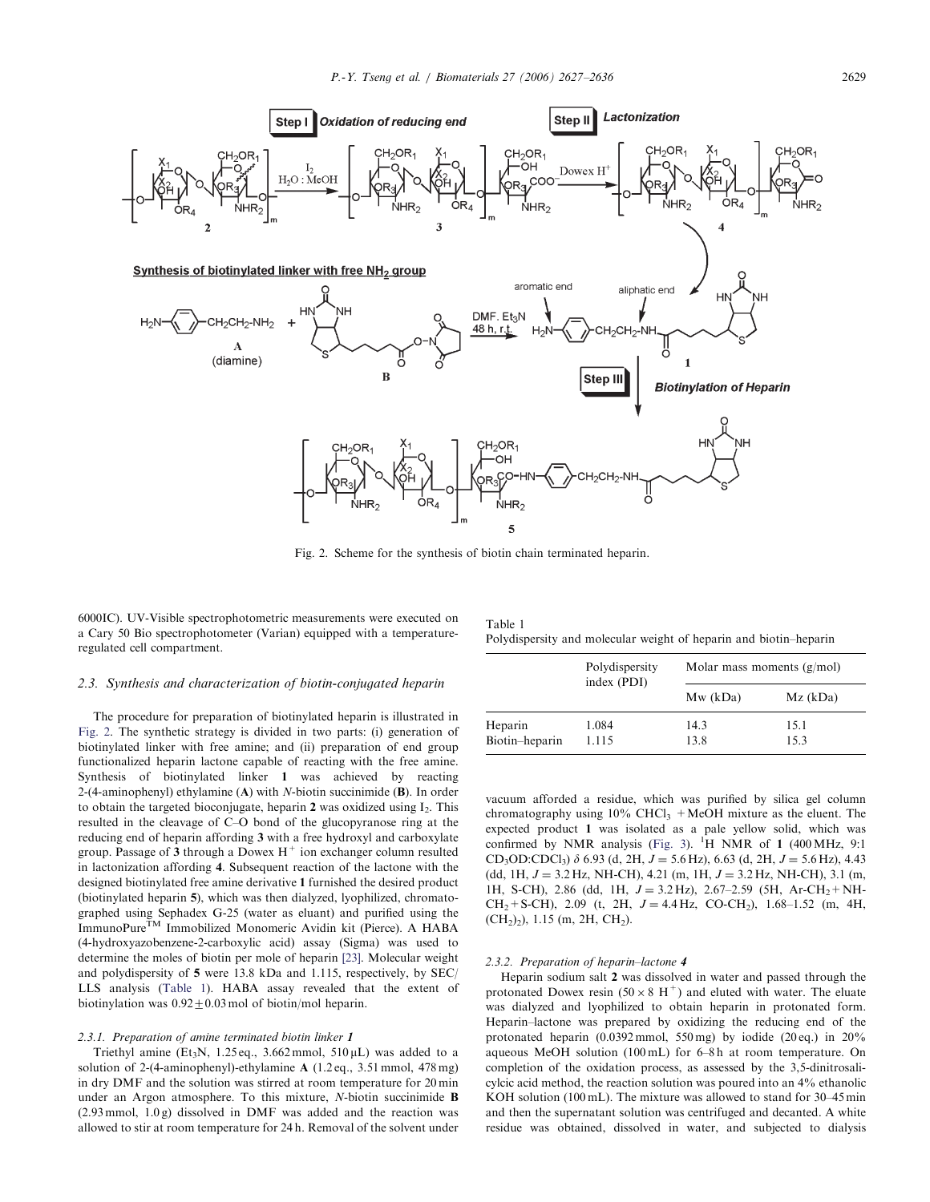Fig. 2. Scheme for the synthesis of biotin chain terminated heparin.

6000IC). UV-Visible spectrophotometric measurements were executed on a Cary 50 Bio spectrophotometer (Varian) equipped with a temperature-regulated cell compartment.

### 2.3. Synthesis and characterization of biotin-conjugated heparin

The procedure for preparation of biotinylated heparin is illustrated in Fig. 2. The synthetic strategy is divided in two parts: (i) generation of biotinylated linker with free amine; and (ii) preparation of end group functionalized heparin lactone capable of reacting with the free amine. Synthesis of biotinylated linker **1** was achieved by reacting 2-(4-aminophenyl) ethylamine (**A**) with *N*-biotin succinimide (**B**). In order to obtain the targeted bioconjugate, heparin **2** was oxidized using $I_2$. This resulted in the cleavage of C–O bond of the glucopyranose ring at the reducing end of heparin affording **3** with a free hydroxyl and carboxylate group. Passage of **3** through a Dowex $H^+$ ion exchanger column resulted in lactonization affording **4**. Subsequent reaction of the lactone with the designed biotinylated free amine derivative **1** furnished the desired product (biotinylated heparin **5**), which was then dialyzed, lyophilized, chromatographed using Sephadex G-25 (water as eluant) and purified using the ImmunoPure™ Immobilized Monomeric Avidin kit (Pierce). A HABA (4-hydroxyazobenzene-2-carboxylic acid) assay (Sigma) was used to determine the moles of biotin per mole of heparin [23]. Molecular weight and polydispersity of **5** were 13.8 kDa and 1.115, respectively, by SEC/LLS analysis (Table 1). HABA assay revealed that the extent of biotinylation was $0.92 \pm 0.03$ mol of biotin/mol heparin.

#### 2.3.1. Preparation of amine terminated biotin linker 1

Triethyl amine ($Et_3N$, 1.25 eq., 3.662 mmol, 510 μL) was added to a solution of 2-(4-aminophenyl)-ethylamine **A** (1.2 eq., 3.51 mmol, 478 mg) in dry DMF and the solution was stirred at room temperature for 20 min under an Argon atmosphere. To this mixture, *N*-biotin succinimide **B** (2.93 mmol, 1.0 g) dissolved in DMF was added and the reaction was allowed to stir at room temperature for 24 h. Removal of the solvent under vacuum afforded a residue, which was purified by silica gel column chromatography using 10% $CHCl_3$ + MeOH mixture as the eluent. The expected product **1** was isolated as a pale yellow solid, which was confirmed by NMR analysis (Fig. 3). $^1$H NMR of **1** (400 MHz, 9:1 $CD_3OD$:$CDCl_3$) δ 6.93 (d, 2H, $J = 5.6$ Hz), 6.63 (d, 2H, $J = 5.6$ Hz), 4.43 (dd, 1H, $J = 3.2$ Hz, NH-CH), 4.21 (m, 1H, $J = 3.2$ Hz, NH-CH), 3.1 (m, 1H, S-CH), 2.86 (dd, 1H, $J = 3.2$ Hz), 2.67–2.59 (5H, Ar-$CH_2$ + NH-$CH_2$ + S-CH), 2.09 (t, 2H, $J = 4.4$ Hz, CO-$CH_2$), 1.68–1.52 (m, 4H, $(CH_2)_2$), 1.15 (m, 2H, $CH_2$).

Table 1
Polydispersity and molecular weight of heparin and biotin–heparin

| | Polydispersity index (PDI) | Molar mass moments (g/mol) | |
|---|---|---|---|
| | | Mw (kDa) | Mz (kDa) |
| Heparin | 1.084 | 14.3 | 15.1 |
| Biotin–heparin | 1.115 | 13.8 | 15.3 |

#### 2.3.2. Preparation of heparin–lactone 4

Heparin sodium salt **2** was dissolved in water and passed through the protonated Dowex resin (50 × 8 $H^+$) and eluted with water. The eluate was dialyzed and lyophilized to obtain heparin in protonated form. Heparin–lactone was prepared by oxidizing the reducing end of the protonated heparin (0.0392 mmol, 550 mg) by iodide (20 eq.) in 20% aqueous MeOH solution (100 mL) for 6–8 h at room temperature. On completion of the oxidation process, as assessed by the 3,5-dinitrosalicylic acid method, the reaction solution was poured into an 4% ethanolic KOH solution (100 mL). The mixture was allowed to stand for 30–45 min and then the supernatant solution was centrifuged and decanted. A white residue was obtained, dissolved in water, and subjected to dialysis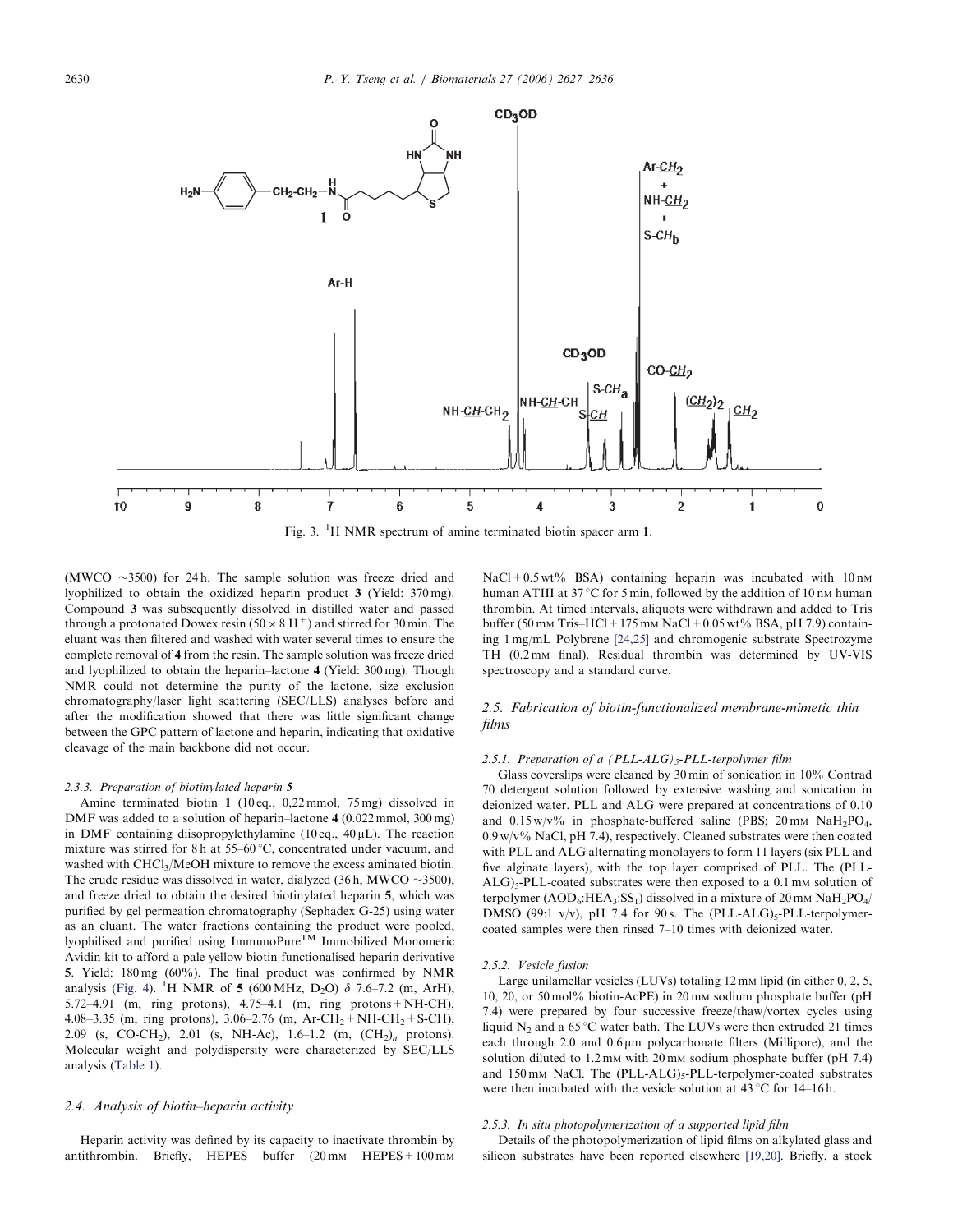Fig. 3. $^1$H NMR spectrum of amine terminated biotin spacer arm **1**.

(MWCO ~3500) for 24 h. The sample solution was freeze dried and lyophilized to obtain the oxidized heparin product **3** (Yield: 370 mg). Compound **3** was subsequently dissolved in distilled water and passed through a protonated Dowex resin ($50 \times 8$ $H^+$) and stirred for 30 min. The eluant was then filtered and washed with water several times to ensure the complete removal of **4** from the resin. The sample solution was freeze dried and lyophilized to obtain the heparin–lactone **4** (Yield: 300 mg). Though NMR could not determine the purity of the lactone, size exclusion chromatography/laser light scattering (SEC/LLS) analyses before and after the modification showed that there was little significant change between the GPC pattern of lactone and heparin, indicating that oxidative cleavage of the main backbone did not occur.

#### 2.3.3. Preparation of biotinylated heparin 5

Amine terminated biotin **1** (10 eq., 0,22 mmol, 75 mg) dissolved in DMF was added to a solution of heparin–lactone **4** (0.022 mmol, 300 mg) in DMF containing diisopropylethylamine (10 eq., 40 μL). The reaction mixture was stirred for 8 h at 55–60 °C, concentrated under vacuum, and washed with $CHCl_3$/MeOH mixture to remove the excess aminated biotin. The crude residue was dissolved in water, dialyzed (36 h, MWCO ~3500), and freeze dried to obtain the desired biotinylated heparin **5**, which was purified by gel permeation chromatography (Sephadex G-25) using water as an eluant. The water fractions containing the product were pooled, lyophilised and purified using ImmunoPure™ Immobilized Monomeric Avidin kit to afford a pale yellow biotin-functionalised heparin derivative **5**. Yield: 180 mg (60%). The final product was confirmed by NMR analysis (Fig. 4). $^1$H NMR of **5** (600 MHz, $D_2O$) δ 7.6–7.2 (m, ArH), 5.72–4.91 (m, ring protons), 4.75–4.1 (m, ring protons + NH-CH), 4.08–3.35 (m, ring protons), 3.06–2.76 (m, Ar-$CH_2$ + NH-$CH_2$ + S-CH), 2.09 (s, CO-$CH_2$), 2.01 (s, NH-Ac), 1.6–1.2 (m, $(CH_2)_n$ protons). Molecular weight and polydispersity were characterized by SEC/LLS analysis (Table 1).

### 2.4. Analysis of biotin–heparin activity

Heparin activity was defined by its capacity to inactivate thrombin by antithrombin. Briefly, HEPES buffer (20 mM HEPES + 100 mM NaCl + 0.5 wt% BSA) containing heparin was incubated with 10 nM human ATIII at 37 °C for 5 min, followed by the addition of 10 nM human thrombin. At timed intervals, aliquots were withdrawn and added to Tris buffer (50 mM Tris–HCl + 175 mM NaCl + 0.05 wt% BSA, pH 7.9) containing 1 mg/mL Polybrene [24,25] and chromogenic substrate Spectrozyme TH (0.2 mM final). Residual thrombin was determined by UV-VIS spectroscopy and a standard curve.

### 2.5. Fabrication of biotin-functionalized membrane-mimetic thin films

#### 2.5.1. Preparation of a $(PLL\text{-}ALG)_5$-PLL-terpolymer film

Glass coverslips were cleaned by 30 min of sonication in 10% Contrad 70 detergent solution followed by extensive washing and sonication in deionized water. PLL and ALG were prepared at concentrations of 0.10 and 0.15 w/v% in phosphate-buffered saline (PBS; 20 mM $NaH_2PO_4$, 0.9 w/v% NaCl, pH 7.4), respectively. Cleaned substrates were then coated with PLL and ALG alternating monolayers to form 11 layers (six PLL and five alginate layers), with the top layer comprised of PLL. The $(PLL\text{-}ALG)_5$-PLL-coated substrates were then exposed to a 0.1 mM solution of terpolymer ($AOD_6$:$HEA_3$:$SS_1$) dissolved in a mixture of 20 mM $NaH_2PO_4$/DMSO (99:1 v/v), pH 7.4 for 90 s. The $(PLL\text{-}ALG)_5$-PLL-terpolymer-coated samples were then rinsed 7–10 times with deionized water.

#### 2.5.2. Vesicle fusion

Large unilamellar vesicles (LUVs) totaling 12 mM lipid (in either 0, 2, 5, 10, 20, or 50 mol% biotin-AcPE) in 20 mM sodium phosphate buffer (pH 7.4) were prepared by four successive freeze/thaw/vortex cycles using liquid $N_2$ and a 65 °C water bath. The LUVs were then extruded 21 times each through 2.0 and 0.6 μm polycarbonate filters (Millipore), and the solution diluted to 1.2 mM with 20 mM sodium phosphate buffer (pH 7.4) and 150 mM NaCl. The $(PLL\text{-}ALG)_5$-PLL-terpolymer-coated substrates were then incubated with the vesicle solution at 43 °C for 14–16 h.

#### 2.5.3. In situ photopolymerization of a supported lipid film

Details of the photopolymerization of lipid films on alkylated glass and silicon substrates have been reported elsewhere [19,20]. Briefly, a stock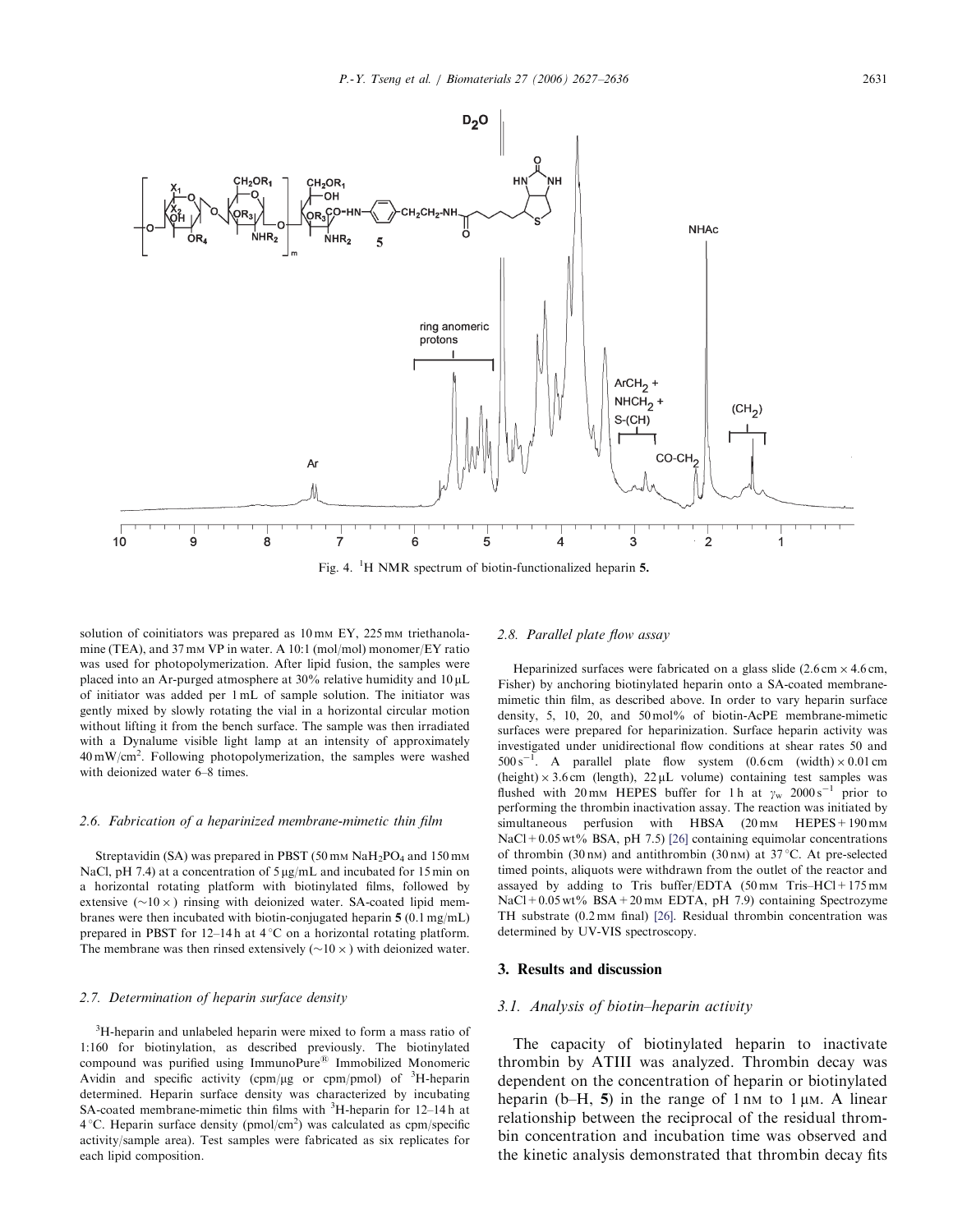Fig. 4. $^{1}$H NMR spectrum of biotin-functionalized heparin **5**.

solution of coinitiators was prepared as 10 mM EY, 225 mM triethanolamine (TEA), and 37 mM VP in water. A 10:1 (mol/mol) monomer/EY ratio was used for photopolymerization. After lipid fusion, the samples were placed into an Ar-purged atmosphere at 30% relative humidity and 10 μL of initiator was added per 1 mL of sample solution. The initiator was gently mixed by slowly rotating the vial in a horizontal circular motion without lifting it from the bench surface. The sample was then irradiated with a Dynalume visible light lamp at an intensity of approximately 40 mW/cm$^2$. Following photopolymerization, the samples were washed with deionized water 6–8 times.

### 2.6. Fabrication of a heparinized membrane-mimetic thin film

Streptavidin (SA) was prepared in PBST (50 mM $NaH_2PO_4$ and 150 mM NaCl, pH 7.4) at a concentration of 5 μg/mL and incubated for 15 min on a horizontal rotating platform with biotinylated films, followed by extensive (~10 ×) rinsing with deionized water. SA-coated lipid membranes were then incubated with biotin-conjugated heparin **5** (0.1 mg/mL) prepared in PBST for 12–14 h at 4 °C on a horizontal rotating platform. The membrane was then rinsed extensively (~10 ×) with deionized water.

### 2.7. Determination of heparin surface density

$^{3}$H-heparin and unlabeled heparin were mixed to form a mass ratio of 1:160 for biotinylation, as described previously. The biotinylated compound was purified using ImmunoPure® Immobilized Monomeric Avidin and specific activity (cpm/μg or cpm/pmol) of $^{3}$H-heparin determined. Heparin surface density was characterized by incubating SA-coated membrane-mimetic thin films with $^{3}$H-heparin for 12–14 h at 4 °C. Heparin surface density (pmol/cm$^2$) was calculated as cpm/specific activity/sample area). Test samples were fabricated as six replicates for each lipid composition.

### 2.8. Parallel plate flow assay

Heparinized surfaces were fabricated on a glass slide (2.6 cm × 4.6 cm, Fisher) by anchoring biotinylated heparin onto a SA-coated membrane-mimetic thin film, as described above. In order to vary heparin surface density, 5, 10, 20, and 50 mol% of biotin-AcPE membrane-mimetic surfaces were prepared for heparinization. Surface heparin activity was investigated under unidirectional flow conditions at shear rates 50 and 500 s$^{-1}$. A parallel plate flow system (0.6 cm (width) × 0.01 cm (height) × 3.6 cm (length), 22 μL volume) containing test samples was flushed with 20 mM HEPES buffer for 1 h at $\gamma_w$ 2000 s$^{-1}$ prior to performing the thrombin inactivation assay. The reaction was initiated by simultaneous perfusion with HBSA (20 mM HEPES + 190 mM NaCl + 0.05 wt% BSA, pH 7.5) [26] containing equimolar concentrations of thrombin (30 nM) and antithrombin (30 nM) at 37 °C. At pre-selected timed points, aliquots were withdrawn from the outlet of the reactor and assayed by adding to Tris buffer/EDTA (50 mM Tris–HCl + 175 mM NaCl + 0.05 wt% BSA + 20 mM EDTA, pH 7.9) containing Spectrozyme TH substrate (0.2 mM final) [26]. Residual thrombin concentration was determined by UV-VIS spectroscopy.

## 3. Results and discussion

### 3.1. Analysis of biotin–heparin activity

The capacity of biotinylated heparin to inactivate thrombin by ATIII was analyzed. Thrombin decay was dependent on the concentration of heparin or biotinylated heparin (b–H, **5**) in the range of 1 nM to 1 μM. A linear relationship between the reciprocal of the residual thrombin concentration and incubation time was observed and the kinetic analysis demonstrated that thrombin decay fits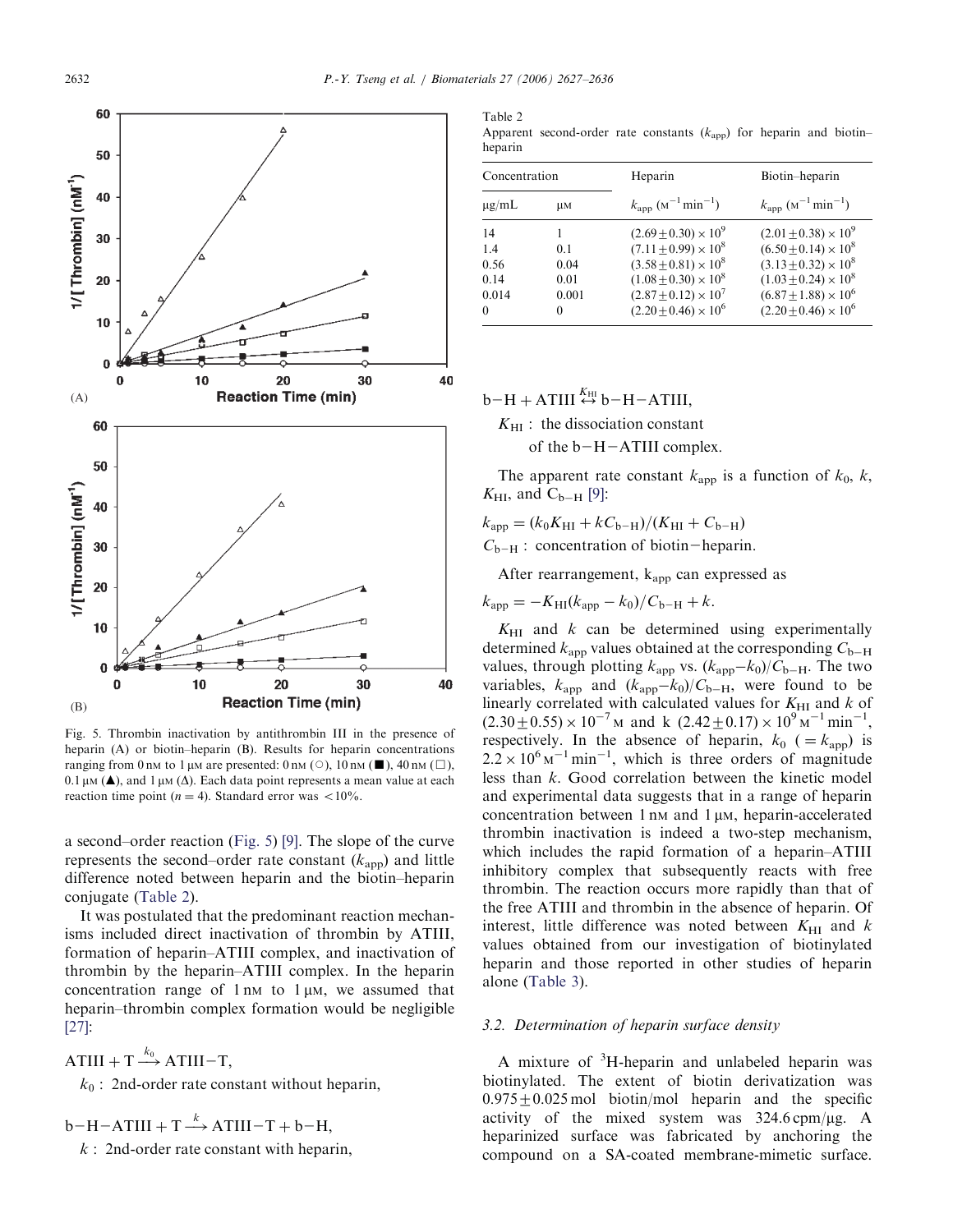Fig. 5. Thrombin inactivation by antithrombin III in the presence of heparin (A) or biotin–heparin (B). Results for heparin concentrations ranging from 0 nM to 1 μM are presented: 0 nM (○), 10 nM (■), 40 nM (□), 0.1 μM (▲), and 1 μM (Δ). Each data point represents a mean value at each reaction time point ($n = 4$). Standard error was <10%.

a second–order reaction (Fig. 5) [9]. The slope of the curve represents the second–order rate constant ($k_{app}$) and little difference noted between heparin and the biotin–heparin conjugate (Table 2).

It was postulated that the predominant reaction mechanisms included direct inactivation of thrombin by ATIII, formation of heparin–ATIII complex, and inactivation of thrombin by the heparin–ATIII complex. In the heparin concentration range of 1 nM to 1 μM, we assumed that heparin–thrombin complex formation would be negligible [27]:

$$\text{ATIII} + \text{T} \xrightarrow{k_0} \text{ATIII}-\text{T},$$

$k_0$ : 2nd-order rate constant without heparin,

$$\text{b}-\text{H}-\text{ATIII} + \text{T} \xrightarrow{k} \text{ATIII}-\text{T} + \text{b}-\text{H},$$

$k$ : 2nd-order rate constant with heparin,

Table 2
Apparent second-order rate constants ($k_{app}$) for heparin and biotin–heparin

| Concentration | | Heparin | Biotin–heparin |
|---|---|---|---|
| μg/mL | μM | $k_{app}$ ($M^{-1}\,min^{-1}$) | $k_{app}$ ($M^{-1}\,min^{-1}$) |
| 14 | 1 | $(2.69\pm0.30)\times10^{9}$ | $(2.01\pm0.38)\times10^{9}$ |
| 1.4 | 0.1 | $(7.11\pm0.99)\times10^{8}$ | $(6.50\pm0.14)\times10^{8}$ |
| 0.56 | 0.04 | $(3.58\pm0.81)\times10^{8}$ | $(3.13\pm0.32)\times10^{8}$ |
| 0.14 | 0.01 | $(1.08\pm0.30)\times10^{8}$ | $(1.03\pm0.24)\times10^{8}$ |
| 0.014 | 0.001 | $(2.87\pm0.12)\times10^{7}$ | $(6.87\pm1.88)\times10^{6}$ |
| 0 | 0 | $(2.20\pm0.46)\times10^{6}$ | $(2.20\pm0.46)\times10^{6}$ |

$$\text{b}-\text{H} + \text{ATIII} \overset{K_{HI}}{\leftrightarrow} \text{b}-\text{H}-\text{ATIII},$$

$K_{HI}$ : the dissociation constant of the b−H−ATIII complex.

The apparent rate constant $k_{app}$ is a function of $k_0$, $k$, $K_{HI}$, and $C_{b-H}$ [9]:

$$k_{app} = (k_0 K_{HI} + k C_{b-H})/(K_{HI} + C_{b-H})$$

$C_{b-H}$ : concentration of biotin−heparin.

After rearrangement, $k_{app}$ can expressed as

$$k_{app} = -K_{HI}(k_{app} - k_0)/C_{b-H} + k.$$

$K_{HI}$ and $k$ can be determined using experimentally determined $k_{app}$ values obtained at the corresponding $C_{b-H}$ values, through plotting $k_{app}$ vs. $(k_{app}-k_0)/C_{b-H}$. The two variables, $k_{app}$ and $(k_{app}-k_0)/C_{b-H}$, were found to be linearly correlated with calculated values for $K_{HI}$ and $k$ of $(2.30\pm0.55)\times10^{-7}$ M and k $(2.42\pm0.17)\times10^{9}\,M^{-1}\,min^{-1}$, respectively. In the absence of heparin, $k_0$ ($=k_{app}$) is $2.2\times10^{6}\,M^{-1}\,min^{-1}$, which is three orders of magnitude less than $k$. Good correlation between the kinetic model and experimental data suggests that in a range of heparin concentration between 1 nM and 1 μM, heparin-accelerated thrombin inactivation is indeed a two-step mechanism, which includes the rapid formation of a heparin–ATIII inhibitory complex that subsequently reacts with free thrombin. The reaction occurs more rapidly than that of the free ATIII and thrombin in the absence of heparin. Of interest, little difference was noted between $K_{HI}$ and $k$ values obtained from our investigation of biotinylated heparin and those reported in other studies of heparin alone (Table 3).

### 3.2. Determination of heparin surface density

A mixture of $^{3}$H-heparin and unlabeled heparin was biotinylated. The extent of biotin derivatization was $0.975\pm0.025$ mol biotin/mol heparin and the specific activity of the mixed system was 324.6 cpm/μg. A heparinized surface was fabricated by anchoring the compound on a SA-coated membrane-mimetic surface.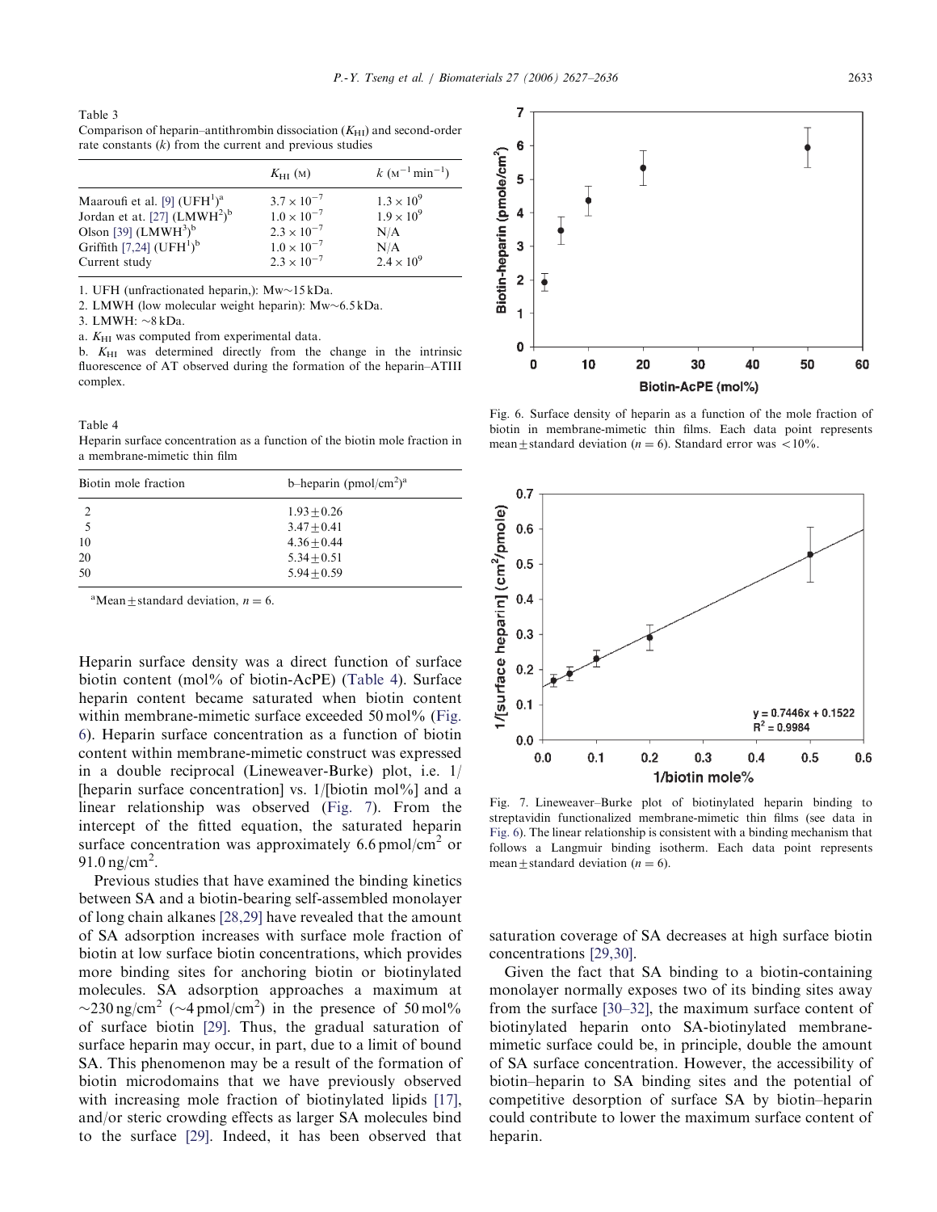Table 3
Comparison of heparin–antithrombin dissociation ($K_{HI}$) and second-order rate constants ($k$) from the current and previous studies

| | $K_{HI}$ (M) | $k$ ($M^{-1}\,min^{-1}$) |
|---|---|---|
| Maaroufi et al. [9] (UFH[1])[a] | $3.7 \times 10^{-7}$ | $1.3 \times 10^{9}$ |
| Jordan et at. [27] (LMWH[2])[b] | $1.0 \times 10^{-7}$ | $1.9 \times 10^{9}$ |
| Olson [39] (LMWH[3])[b] | $2.3 \times 10^{-7}$ | N/A |
| Griffith [7,24] (UFH[1])[b] | $1.0 \times 10^{-7}$ | N/A |
| Current study | $2.3 \times 10^{-7}$ | $2.4 \times 10^{9}$ |

1. UFH (unfractionated heparin,): Mw~15 kDa.
2. LMWH (low molecular weight heparin): Mw~6.5 kDa.
3. LMWH: ~8 kDa.
a. $K_{HI}$ was computed from experimental data.
b. $K_{HI}$ was determined directly from the change in the intrinsic fluorescence of AT observed during the formation of the heparin–ATIII complex.

Table 4
Heparin surface concentration as a function of the biotin mole fraction in a membrane-mimetic thin film

| Biotin mole fraction | b–heparin (pmol/cm$^2$)[a] |
|---|---|
| 2 | $1.93 \pm 0.26$ |
| 5 | $3.47 \pm 0.41$ |
| 10 | $4.36 \pm 0.44$ |
| 20 | $5.34 \pm 0.51$ |
| 50 | $5.94 \pm 0.59$ |

[a]Mean $\pm$ standard deviation, $n = 6$.

Heparin surface density was a direct function of surface biotin content (mol% of biotin-AcPE) (Table 4). Surface heparin content became saturated when biotin content within membrane-mimetic surface exceeded 50 mol% (Fig. 6). Heparin surface concentration as a function of biotin content within membrane-mimetic construct was expressed in a double reciprocal (Lineweaver-Burke) plot, i.e. 1/[heparin surface concentration] vs. 1/[biotin mol%] and a linear relationship was observed (Fig. 7). From the intercept of the fitted equation, the saturated heparin surface concentration was approximately 6.6 pmol/cm$^2$ or 91.0 ng/cm$^2$.

Previous studies that have examined the binding kinetics between SA and a biotin-bearing self-assembled monolayer of long chain alkanes [28,29] have revealed that the amount of SA adsorption increases with surface mole fraction of biotin at low surface biotin concentrations, which provides more binding sites for anchoring biotin or biotinylated molecules. SA adsorption approaches a maximum at ~230 ng/cm$^2$ (~4 pmol/cm$^2$) in the presence of 50 mol% of surface biotin [29]. Thus, the gradual saturation of surface heparin may occur, in part, due to a limit of bound SA. This phenomenon may be a result of the formation of biotin microdomains that we have previously observed with increasing mole fraction of biotinylated lipids [17], and/or steric crowding effects as larger SA molecules bind to the surface [29]. Indeed, it has been observed that saturation coverage of SA decreases at high surface biotin concentrations [29,30].

Fig. 6. Surface density of heparin as a function of the mole fraction of biotin in membrane-mimetic thin films. Each data point represents mean $\pm$ standard deviation ($n = 6$). Standard error was $<10\%$.

Fig. 7. Lineweaver–Burke plot of biotinylated heparin binding to streptavidin functionalized membrane-mimetic thin films (see data in Fig. 6). The linear relationship is consistent with a binding mechanism that follows a Langmuir binding isotherm. Each data point represents mean $\pm$ standard deviation ($n = 6$).

Given the fact that SA binding to a biotin-containing monolayer normally exposes two of its binding sites away from the surface [30–32], the maximum surface content of biotinylated heparin onto SA-biotinylated membrane-mimetic surface could be, in principle, double the amount of SA surface concentration. However, the accessibility of biotin–heparin to SA binding sites and the potential of competitive desorption of surface SA by biotin–heparin could contribute to lower the maximum surface content of heparin.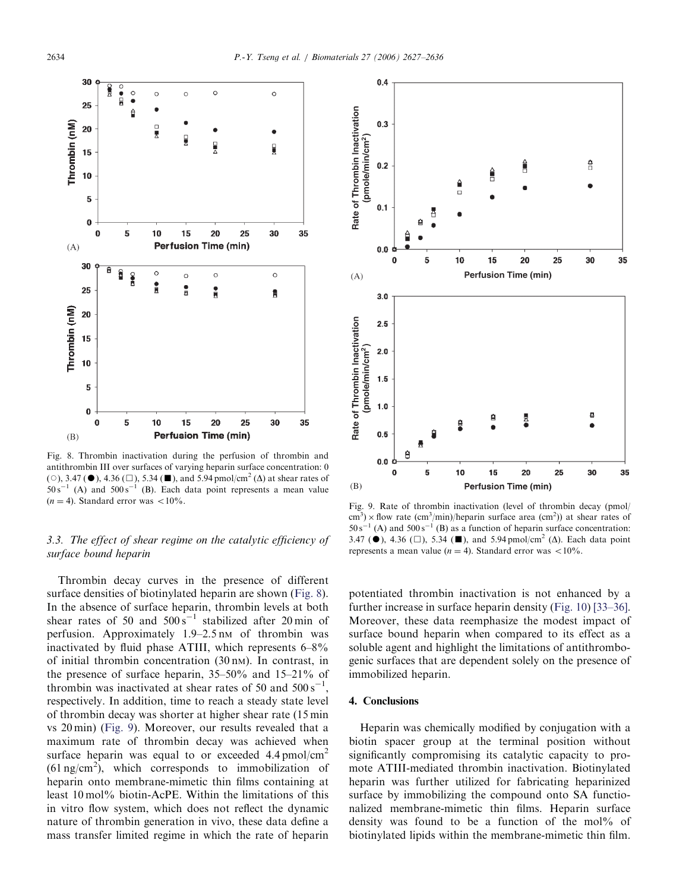Fig. 8. Thrombin inactivation during the perfusion of thrombin and antithrombin III over surfaces of varying heparin surface concentration: 0 (○), 3.47 (●), 4.36 (□), 5.34 (■), and 5.94 pmol/cm$^2$ (Δ) at shear rates of 50 s$^{-1}$ (A) and 500 s$^{-1}$ (B). Each data point represents a mean value ($n = 4$). Standard error was <10%.

Fig. 9. Rate of thrombin inactivation (level of thrombin decay (pmol/cm$^3$) × flow rate (cm$^3$/min)/heparin surface area (cm$^2$)) at shear rates of 50 s$^{-1}$ (A) and 500 s$^{-1}$ (B) as a function of heparin surface concentration: 3.47 (●), 4.36 (□), 5.34 (■), and 5.94 pmol/cm$^2$ (Δ). Each data point represents a mean value ($n = 4$). Standard error was <10%.

### 3.3. The effect of shear regime on the catalytic efficiency of surface bound heparin

Thrombin decay curves in the presence of different surface densities of biotinylated heparin are shown (Fig. 8). In the absence of surface heparin, thrombin levels at both shear rates of 50 and 500 s$^{-1}$ stabilized after 20 min of perfusion. Approximately 1.9–2.5 nM of thrombin was inactivated by fluid phase ATIII, which represents 6–8% of initial thrombin concentration (30 nM). In contrast, in the presence of surface heparin, 35–50% and 15–21% of thrombin was inactivated at shear rates of 50 and 500 s$^{-1}$, respectively. In addition, time to reach a steady state level of thrombin decay was shorter at higher shear rate (15 min vs 20 min) (Fig. 9). Moreover, our results revealed that a maximum rate of thrombin decay was achieved when surface heparin was equal to or exceeded 4.4 pmol/cm$^2$ (61 ng/cm$^2$), which corresponds to immobilization of heparin onto membrane-mimetic thin films containing at least 10 mol% biotin-AcPE. Within the limitations of this in vitro flow system, which does not reflect the dynamic nature of thrombin generation in vivo, these data define a mass transfer limited regime in which the rate of heparin potentiated thrombin inactivation is not enhanced by a further increase in surface heparin density (Fig. 10) [33–36]. Moreover, these data reemphasize the modest impact of surface bound heparin when compared to its effect as a soluble agent and highlight the limitations of antithrombogenic surfaces that are dependent solely on the presence of immobilized heparin.

## 4. Conclusions

Heparin was chemically modified by conjugation with a biotin spacer group at the terminal position without significantly compromising its catalytic capacity to promote ATIII-mediated thrombin inactivation. Biotinylated heparin was further utilized for fabricating heparinized surface by immobilizing the compound onto SA functionalized membrane-mimetic thin films. Heparin surface density was found to be a function of the mol% of biotinylated lipids within the membrane-mimetic thin film.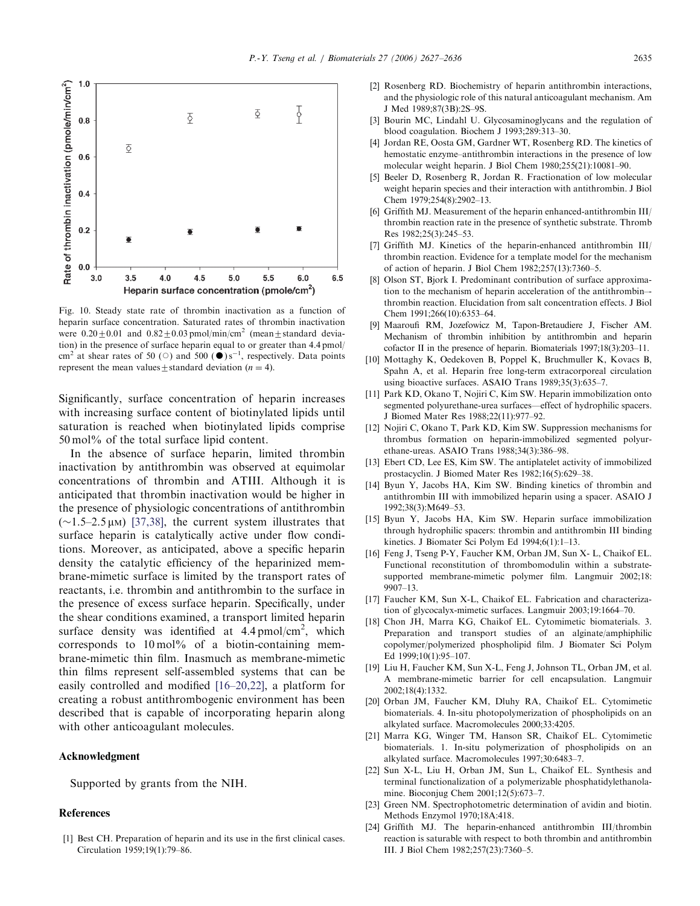Fig. 10. Steady state rate of thrombin inactivation as a function of heparin surface concentration. Saturated rates of thrombin inactivation were $0.20 \pm 0.01$ and $0.82 \pm 0.03$ pmol/min/cm$^2$ (mean ± standard deviation) in the presence of surface heparin equal to or greater than 4.4 pmol/cm$^2$ at shear rates of 50 (○) and 500 (●) s$^{-1}$, respectively. Data points represent the mean values ± standard deviation ($n = 4$).

Significantly, surface concentration of heparin increases with increasing surface content of biotinylated lipids until saturation is reached when biotinylated lipids comprise 50 mol% of the total surface lipid content.

In the absence of surface heparin, limited thrombin inactivation by antithrombin was observed at equimolar concentrations of thrombin and ATIII. Although it is anticipated that thrombin inactivation would be higher in the presence of physiologic concentrations of antithrombin (~1.5–2.5 μM) [37,38], the current system illustrates that surface heparin is catalytically active under flow conditions. Moreover, as anticipated, above a specific heparin density the catalytic efficiency of the heparinized membrane-mimetic surface is limited by the transport rates of reactants, i.e. thrombin and antithrombin to the surface in the presence of excess surface heparin. Specifically, under the shear conditions examined, a transport limited heparin surface density was identified at 4.4 pmol/cm$^2$, which corresponds to 10 mol% of a biotin-containing membrane-mimetic thin film. Inasmuch as membrane-mimetic thin films represent self-assembled systems that can be easily controlled and modified [16–20,22], a platform for creating a robust antithrombogenic environment has been described that is capable of incorporating heparin along with other anticoagulant molecules.

## Acknowledgment

Supported by grants from the NIH.

## References

[1] Best CH. Preparation of heparin and its use in the first clinical cases. Circulation 1959;19(1):79–86.

[2] Rosenberg RD. Biochemistry of heparin antithrombin interactions, and the physiologic role of this natural anticoagulant mechanism. Am J Med 1989;87(3B):2S–9S.

[3] Bourin MC, Lindahl U. Glycosaminoglycans and the regulation of blood coagulation. Biochem J 1993;289:313–30.

[4] Jordan RE, Oosta GM, Gardner WT, Rosenberg RD. The kinetics of hemostatic enzyme–antithrombin interactions in the presence of low molecular weight heparin. J Biol Chem 1980;255(21):10081–90.

[5] Beeler D, Rosenberg R, Jordan R. Fractionation of low molecular weight heparin species and their interaction with antithrombin. J Biol Chem 1979;254(8):2902–13.

[6] Griffith MJ. Measurement of the heparin enhanced-antithrombin III/thrombin reaction rate in the presence of synthetic substrate. Thromb Res 1982;25(3):245–53.

[7] Griffith MJ. Kinetics of the heparin-enhanced antithrombin III/thrombin reaction. Evidence for a template model for the mechanism of action of heparin. J Biol Chem 1982;257(13):7360–5.

[8] Olson ST, Bjork I. Predominant contribution of surface approximation to the mechanism of heparin acceleration of the antithrombin–thrombin reaction. Elucidation from salt concentration effects. J Biol Chem 1991;266(10):6353–64.

[9] Maaroufi RM, Jozefowicz M, Tapon-Bretaudiere J, Fischer AM. Mechanism of thrombin inhibition by antithrombin and heparin cofactor II in the presence of heparin. Biomaterials 1997;18(3):203–11.

[10] Mottaghy K, Oedekoven B, Poppel K, Bruchmuller K, Kovacs B, Spahn A, et al. Heparin free long-term extracorporeal circulation using bioactive surfaces. ASAIO Trans 1989;35(3):635–7.

[11] Park KD, Okano T, Nojiri C, Kim SW. Heparin immobilization onto segmented polyurethane-urea surfaces—effect of hydrophilic spacers. J Biomed Mater Res 1988;22(11):977–92.

[12] Nojiri C, Okano T, Park KD, Kim SW. Suppression mechanisms for thrombus formation on heparin-immobilized segmented polyurethane-ureas. ASAIO Trans 1988;34(3):386–98.

[13] Ebert CD, Lee ES, Kim SW. The antiplatelet activity of immobilized prostacyclin. J Biomed Mater Res 1982;16(5):629–38.

[14] Byun Y, Jacobs HA, Kim SW. Binding kinetics of thrombin and antithrombin III with immobilized heparin using a spacer. ASAIO J 1992;38(3):M649–53.

[15] Byun Y, Jacobs HA, Kim SW. Heparin surface immobilization through hydrophilic spacers: thrombin and antithrombin III binding kinetics. J Biomater Sci Polym Ed 1994;6(1):1–13.

[16] Feng J, Tseng P-Y, Faucher KM, Orban JM, Sun X- L, Chaikof EL. Functional reconstitution of thrombomodulin within a substrate-supported membrane-mimetic polymer film. Langmuir 2002;18:9907–13.

[17] Faucher KM, Sun X-L, Chaikof EL. Fabrication and characterization of glycocalyx-mimetic surfaces. Langmuir 2003;19:1664–70.

[18] Chon JH, Marra KG, Chaikof EL. Cytomimetic biomaterials. 3. Preparation and transport studies of an alginate/amphiphilic copolymer/polymerized phospholipid film. J Biomater Sci Polym Ed 1999;10(1):95–107.

[19] Liu H, Faucher KM, Sun X-L, Feng J, Johnson TL, Orban JM, et al. A membrane-mimetic barrier for cell encapsulation. Langmuir 2002;18(4):1332.

[20] Orban JM, Faucher KM, Dluhy RA, Chaikof EL. Cytomimetic biomaterials. 4. In-situ photopolymerization of phospholipids on an alkylated surface. Macromolecules 2000;33:4205.

[21] Marra KG, Winger TM, Hanson SR, Chaikof EL. Cytomimetic biomaterials. 1. In-situ polymerization of phospholipids on an alkylated surface. Macromolecules 1997;30:6483–7.

[22] Sun X-L, Liu H, Orban JM, Sun L, Chaikof EL. Synthesis and terminal functionalization of a polymerizable phosphatidylethanolamine. Bioconjug Chem 2001;12(5):673–7.

[23] Green NM. Spectrophotometric determination of avidin and biotin. Methods Enzymol 1970;18A:418.

[24] Griffith MJ. The heparin-enhanced antithrombin III/thrombin reaction is saturable with respect to both thrombin and antithrombin III. J Biol Chem 1982;257(23):7360–5.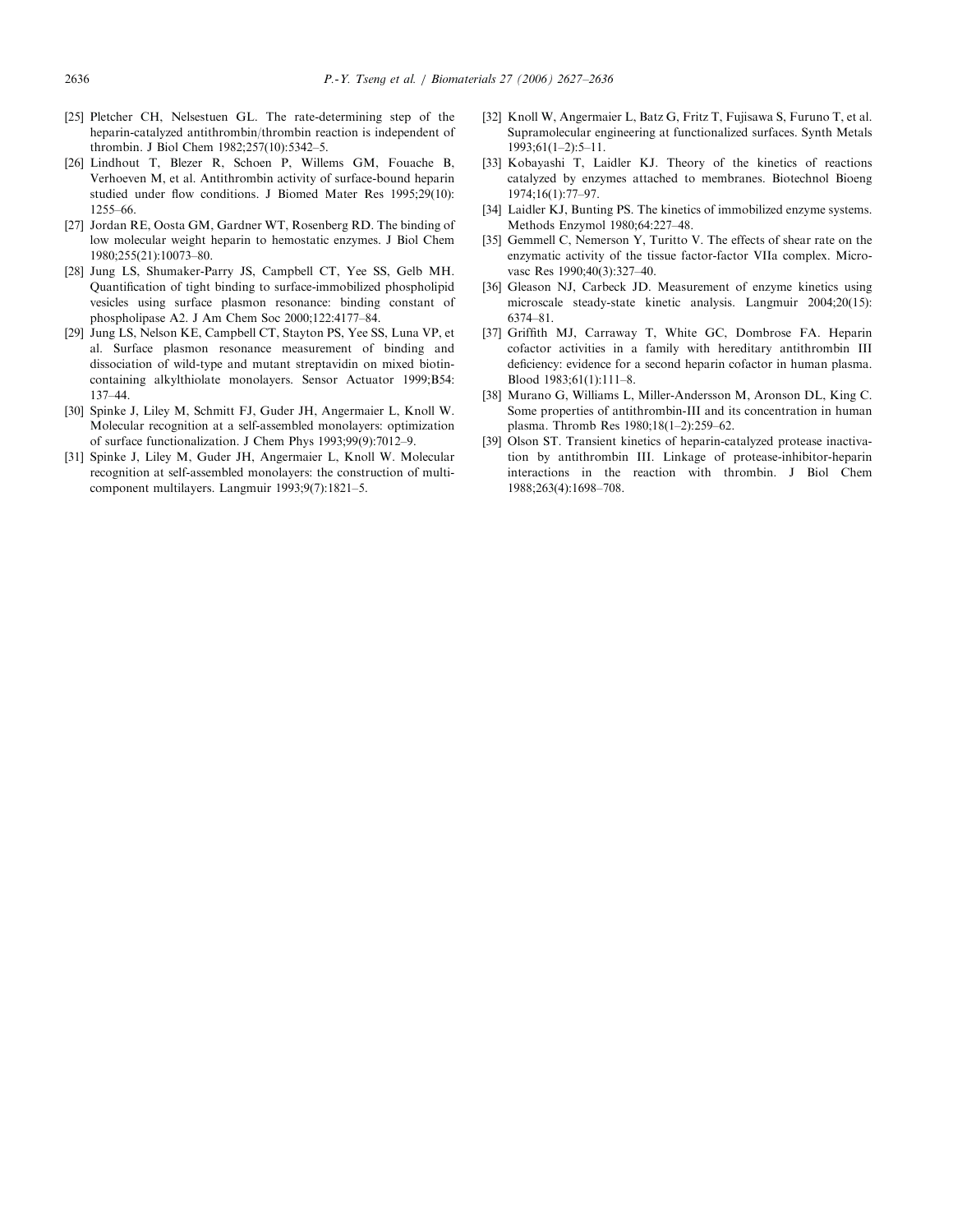[25] Pletcher CH, Nelsestuen GL. The rate-determining step of the heparin-catalyzed antithrombin/thrombin reaction is independent of thrombin. J Biol Chem 1982;257(10):5342–5.

[26] Lindhout T, Blezer R, Schoen P, Willems GM, Fouache B, Verhoeven M, et al. Antithrombin activity of surface-bound heparin studied under flow conditions. J Biomed Mater Res 1995;29(10): 1255–66.

[27] Jordan RE, Oosta GM, Gardner WT, Rosenberg RD. The binding of low molecular weight heparin to hemostatic enzymes. J Biol Chem 1980;255(21):10073–80.

[28] Jung LS, Shumaker-Parry JS, Campbell CT, Yee SS, Gelb MH. Quantification of tight binding to surface-immobilized phospholipid vesicles using surface plasmon resonance: binding constant of phospholipase A2. J Am Chem Soc 2000;122:4177–84.

[29] Jung LS, Nelson KE, Campbell CT, Stayton PS, Yee SS, Luna VP, et al. Surface plasmon resonance measurement of binding and dissociation of wild-type and mutant streptavidin on mixed biotin-containing alkylthiolate monolayers. Sensor Actuator 1999;B54: 137–44.

[30] Spinke J, Liley M, Schmitt FJ, Guder JH, Angermaier L, Knoll W. Molecular recognition at a self-assembled monolayers: optimization of surface functionalization. J Chem Phys 1993;99(9):7012–9.

[31] Spinke J, Liley M, Guder JH, Angermaier L, Knoll W. Molecular recognition at self-assembled monolayers: the construction of multicomponent multilayers. Langmuir 1993;9(7):1821–5.

[32] Knoll W, Angermaier L, Batz G, Fritz T, Fujisawa S, Furuno T, et al. Supramolecular engineering at functionalized surfaces. Synth Metals 1993;61(1–2):5–11.

[33] Kobayashi T, Laidler KJ. Theory of the kinetics of reactions catalyzed by enzymes attached to membranes. Biotechnol Bioeng 1974;16(1):77–97.

[34] Laidler KJ, Bunting PS. The kinetics of immobilized enzyme systems. Methods Enzymol 1980;64:227–48.

[35] Gemmell C, Nemerson Y, Turitto V. The effects of shear rate on the enzymatic activity of the tissue factor-factor VIIa complex. Microvasc Res 1990;40(3):327–40.

[36] Gleason NJ, Carbeck JD. Measurement of enzyme kinetics using microscale steady-state kinetic analysis. Langmuir 2004;20(15): 6374–81.

[37] Griffith MJ, Carraway T, White GC, Dombrose FA. Heparin cofactor activities in a family with hereditary antithrombin III deficiency: evidence for a second heparin cofactor in human plasma. Blood 1983;61(1):111–8.

[38] Murano G, Williams L, Miller-Andersson M, Aronson DL, King C. Some properties of antithrombin-III and its concentration in human plasma. Thromb Res 1980;18(1–2):259–62.

[39] Olson ST. Transient kinetics of heparin-catalyzed protease inactivation by antithrombin III. Linkage of protease-inhibitor-heparin interactions in the reaction with thrombin. J Biol Chem 1988;263(4):1698–708.